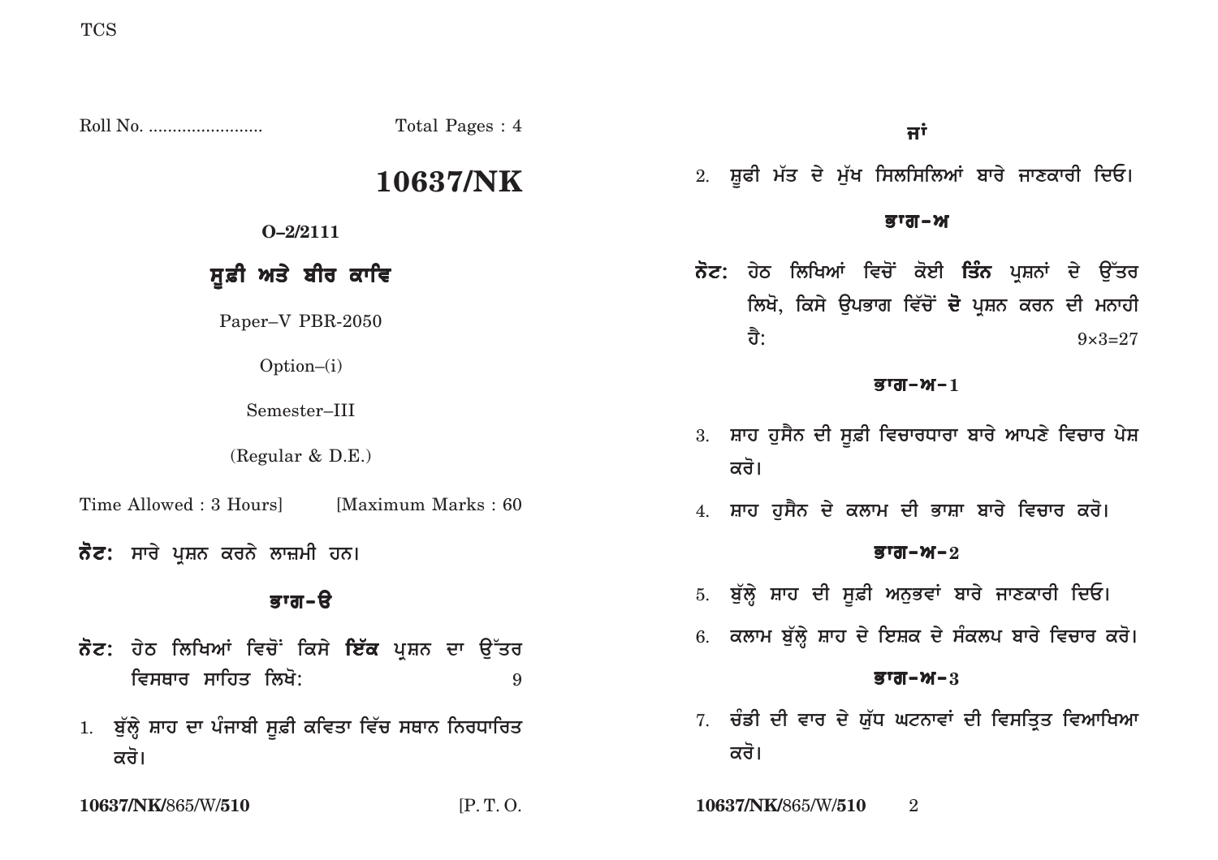Roll No. ........................ Total Pages : 4

# 10637/NK

**O–2/2111**

## ਸੂਫ਼ੀ ਅਤੇ ਬੀਰ ਕਾਵਿ

Paper–V PBR-2050

Option–(i)

Semester–III

(Regular & D.E.)

Time Allowed : 3 Hours] [Maximum Marks : 60

**ਨੋਟ:** ਸਾਰੇ ਪ੍ਰਸ਼ਨ ਕਰਨੇ ਲਾਜ਼ਮੀ ਹਨ।

### ਭਾਗ-ੳ

**ਨੋਟ:** ਹੇਠ ਲਿਖਿਆਂ ਵਿਚੋਂ ਕਿਸੇ **ਇੱਕ** ਪ੍ਰਸ਼ਨ ਦਾ ਉੱਤਰ ਵਿਸਥਾਰ ਸਾਹਿਤ ਲਿਖੋ: 9

1. ਬੁੱਲ੍ਹੇ ਸ਼ਾਹ ਦਾ ਪੰਜਾਬੀ ਸੂਫ਼ੀ ਕਵਿਤਾ ਵਿੱਚ ਸਥਾਨ ਨਿਰਧਾਰਿਤ ਕਰੋ।

**ਜਾਂ**

2. ਸ਼ੂਫੀ ਮੱਤ ਦੇ ਮੁੱਖ ਸਿਲਸਿਲਿਆਂ ਬਾਰੇ ਜਾਣਕਾਰੀ ਦਿਓ।

### ਭਾਗ-ਅ

**ਨੋਟ:** ਹੇਠ ਲਿਖਿਆਂ ਵਿਚੋਂ ਕੋਈ **ਤਿੰਨ** ਪ੍ਰਸ਼ਨਾਂ ਦੇ ਉੱਤਰ ਲਿਖੋ, ਕਿਸੇ ਉਪਭਾਗ ਵਿੱਚੋਂ **ਦੋ** ਪ੍ਰਸ਼ਨ ਕਰਨ ਦੀ ਮਨਾਹੀ ਹੈ: 9×3=27

#### ਭਾਗ-ਅ-1

3. ਸ਼ਾਹ ਹੁਸੈਨ ਦੀ ਸੂਫ਼ੀ ਵਿਚਾਰਧਾਰਾ ਬਾਰੇ ਆਪਣੇ ਵਿਚਾਰ ਪੇਸ਼ ਕਰੋ।

4. ਸ਼ਾਹ ਹੁਸੈਨ ਦੇ ਕਲਾਮ ਦੀ ਭਾਸ਼ਾ ਬਾਰੇ ਵਿਚਾਰ ਕਰੋ।

#### ਭਾਗ-ਅ-2

5. ਬੁੱਲ੍ਹੇ ਸ਼ਾਹ ਦੀ ਸੂਫ਼ੀ ਅਨੁਭਵਾਂ ਬਾਰੇ ਜਾਣਕਾਰੀ ਦਿਓ।

6. ਕਲਾਮ ਬੁੱਲ੍ਹੇ ਸ਼ਾਹ ਦੇ ਇਸ਼ਕ ਦੇ ਸੰਕਲਪ ਬਾਰੇ ਵਿਚਾਰ ਕਰੋ।

#### ਭਾਗ-ਅ-3

7. ਚੰਡੀ ਦੀ ਵਾਰ ਦੇ ਯੁੱਧ ਘਟਨਾਵਾਂ ਦੀ ਵਿਸਤ੍ਰਿਤ ਵਿਆਖਿਆ ਕਰੋ।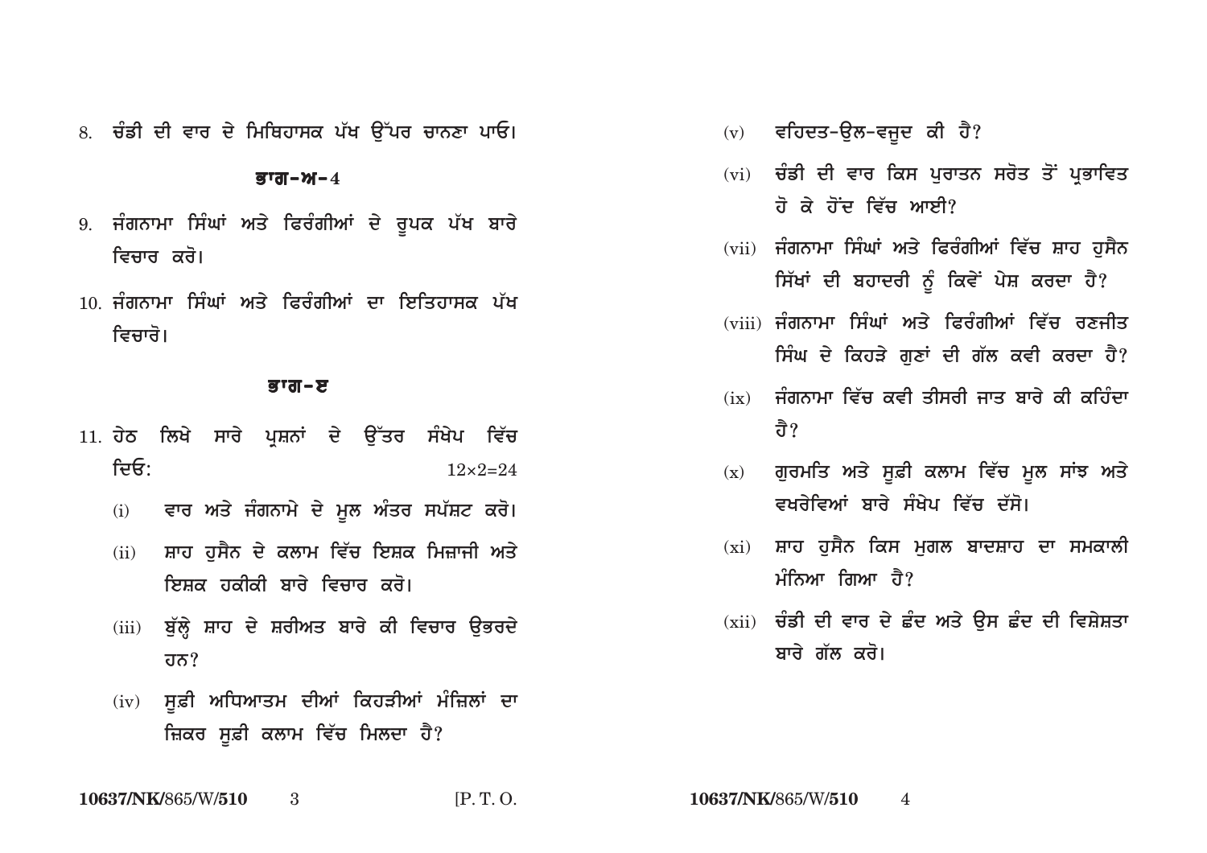8. ਚੰਡੀ ਦੀ ਵਾਰ ਦੇ ਮਿਥਿਹਾਸਕ ਪੱਖ ਉੱਪਰ ਚਾਨਣਾ ਪਾਓ।

**ਭਾਗ–ਅ–4**

9. ਜੰਗਨਾਮਾ ਸਿੰਘਾਂ ਅਤੇ ਫਿਰੰਗੀਆਂ ਦੇ ਰੂਪਕ ਪੱਖ ਬਾਰੇ ਵਿਚਾਰ ਕਰੋ।

10. ਜੰਗਨਾਮਾ ਸਿੰਘਾਂ ਅਤੇ ਫਿਰੰਗੀਆਂ ਦਾ ਇਤਿਹਾਸਕ ਪੱਖ ਵਿਚਾਰੋ।

**ਭਾਗ–ੲ**

11. ਹੇਠ ਲਿਖੇ ਸਾਰੇ ਪ੍ਰਸ਼ਨਾਂ ਦੇ ਉੱਤਰ ਸੰਖੇਪ ਵਿੱਚ ਦਿਓ: 12×2=24

 (i) ਵਾਰ ਅਤੇ ਜੰਗਨਾਮੇ ਦੇ ਮੂਲ ਅੰਤਰ ਸਪੱਸ਼ਟ ਕਰੋ।

 (ii) ਸ਼ਾਹ ਹੁਸੈਨ ਦੇ ਕਲਾਮ ਵਿੱਚ ਇਸ਼ਕ ਮਿਜ਼ਾਜੀ ਅਤੇ ਇਸ਼ਕ ਹਕੀਕੀ ਬਾਰੇ ਵਿਚਾਰ ਕਰੋ।

 (iii) ਬੁੱਲ੍ਹੇ ਸ਼ਾਹ ਦੇ ਸ਼ਰੀਅਤ ਬਾਰੇ ਕੀ ਵਿਚਾਰ ਉਭਰਦੇ ਹਨ?

 (iv) ਸੂਫ਼ੀ ਅਧਿਆਤਮ ਦੀਆਂ ਕਿਹੜੀਆਂ ਮੰਜ਼ਿਲਾਂ ਦਾ ਜ਼ਿਕਰ ਸੂਫ਼ੀ ਕਲਾਮ ਵਿੱਚ ਮਿਲਦਾ ਹੈ?

 (v) ਵਹਿਦਤ-ਉਲ-ਵਜੂਦ ਕੀ ਹੈ?

 (vi) ਚੰਡੀ ਦੀ ਵਾਰ ਕਿਸ ਪੁਰਾਤਨ ਸਰੋਤ ਤੋਂ ਪ੍ਰਭਾਵਿਤ ਹੋ ਕੇ ਹੋਂਦ ਵਿੱਚ ਆਈ?

 (vii) ਜੰਗਨਾਮਾ ਸਿੰਘਾਂ ਅਤੇ ਫਿਰੰਗੀਆਂ ਵਿੱਚ ਸ਼ਾਹ ਹੁਸੈਨ ਸਿੱਖਾਂ ਦੀ ਬਹਾਦਰੀ ਨੂੰ ਕਿਵੇਂ ਪੇਸ਼ ਕਰਦਾ ਹੈ?

 (viii) ਜੰਗਨਾਮਾ ਸਿੰਘਾਂ ਅਤੇ ਫਿਰੰਗੀਆਂ ਵਿੱਚ ਰਣਜੀਤ ਸਿੰਘ ਦੇ ਕਿਹੜੇ ਗੁਣਾਂ ਦੀ ਗੱਲ ਕਵੀ ਕਰਦਾ ਹੈ?

 (ix) ਜੰਗਨਾਮਾ ਵਿੱਚ ਕਵੀ ਤੀਸਰੀ ਜਾਤ ਬਾਰੇ ਕੀ ਕਹਿੰਦਾ ਹੈ?

 (x) ਗੁਰਮਤਿ ਅਤੇ ਸੂਫ਼ੀ ਕਲਾਮ ਵਿੱਚ ਮੂਲ ਸਾਂਝ ਅਤੇ ਵਖਰੇਵਿਆਂ ਬਾਰੇ ਸੰਖੇਪ ਵਿੱਚ ਦੱਸੋ।

 (xi) ਸ਼ਾਹ ਹੁਸੈਨ ਕਿਸ ਮੁਗਲ ਬਾਦਸ਼ਾਹ ਦਾ ਸਮਕਾਲੀ ਮੰਨਿਆ ਗਿਆ ਹੈ?

 (xii) ਚੰਡੀ ਦੀ ਵਾਰ ਦੇ ਛੰਦ ਅਤੇ ਉਸ ਛੰਦ ਦੀ ਵਿਸ਼ੇਸ਼ਤਾ ਬਾਰੇ ਗੱਲ ਕਰੋ।